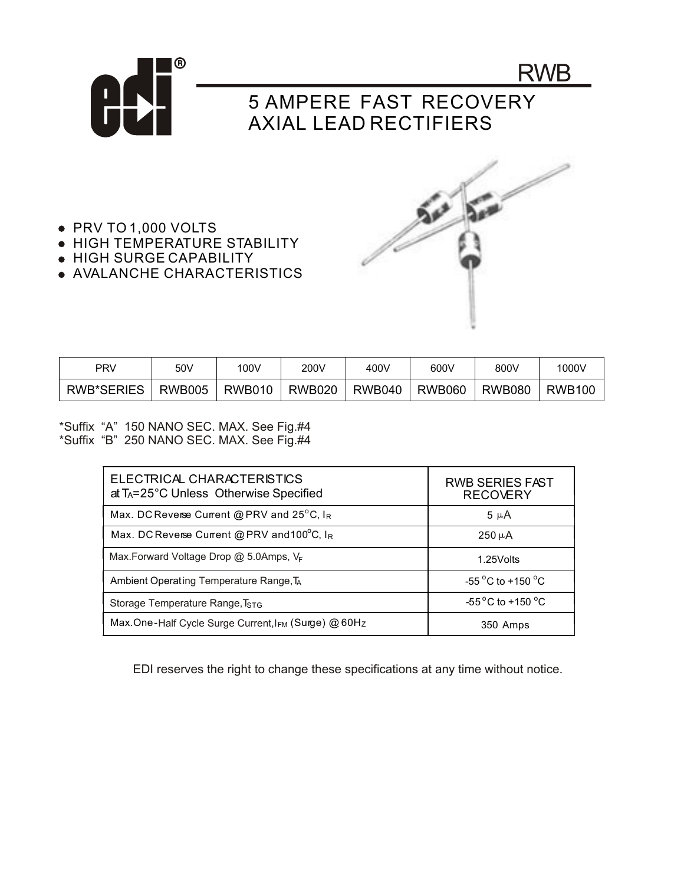# RWB

## 5 AMPERE FAST RECOVERY AXIAL LEAD RECTIFIERS

- PRV TO 1,000 VOLTS
- HIGH TEMPERATURE STABILITY
- HIGH SURGE CAPABILITY
- AVALANCHE CHARACTERISTICS

| PRV | 50V | 100V | 200V | 400V | 600V | 800V | 1000V |
|---|---|---|---|---|---|---|---|
| RWB*SERIES | RWB005 | RWB010 | RWB020 | RWB040 | RWB060 | RWB080 | RWB100 |

*Suffix "A" 150 NANO SEC. MAX. See Fig.#4
*Suffix "B" 250 NANO SEC. MAX. See Fig.#4

| ELECTRICAL CHARACTERISTICS at $T_A$=25°C Unless Otherwise Specified | RWB SERIES FAST RECOVERY |
|---|---|
| Max. DC Reverse Current @ PRV and 25°C, $I_R$ | 5 µA |
| Max. DC Reverse Current @ PRV and 100°C, $I_R$ | 250 µA |
| Max.Forward Voltage Drop @ 5.0Amps, $V_F$ | 1.25Volts |
| Ambient Operating Temperature Range, $T_A$ | -55 °C to +150 °C |
| Storage Temperature Range, $T_{STG}$ | -55 °C to +150 °C |
| Max.One-Half Cycle Surge Current, $I_{FM}$ (Surge) @ 60Hz | 350 Amps |

EDI reserves the right to change these specifications at any time without notice.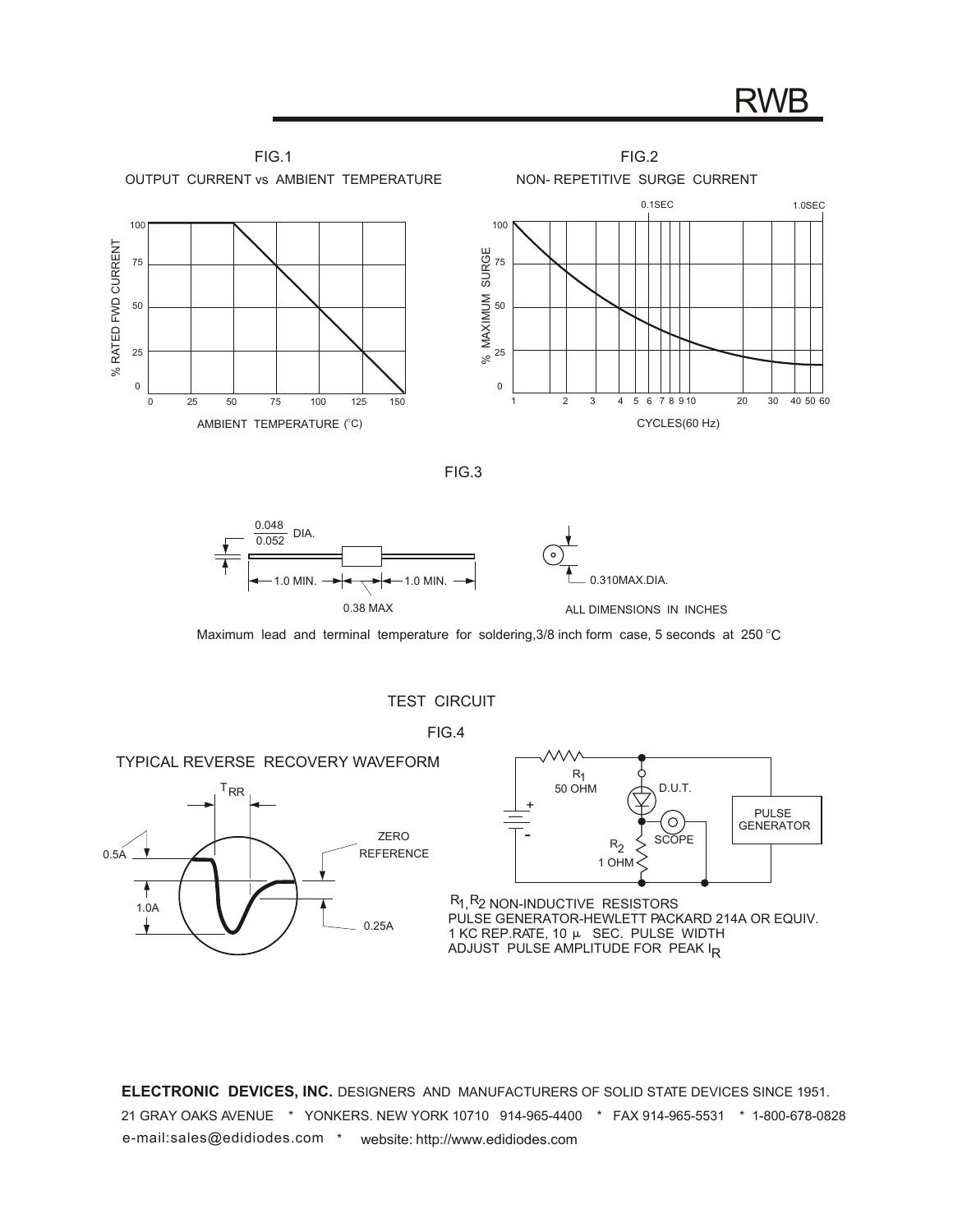# RWB

FIG.1

OUTPUT CURRENT vs AMBIENT TEMPERATURE

% RATED FWD CURRENT

100
75
50
25
0

0 25 50 75 100 125 150

AMBIENT TEMPERATURE (°C)

FIG.2

NON- REPETITIVE SURGE CURRENT

0.1SEC
1.0SEC

% MAXIMUM SURGE

100
75
50
25
0

1 2 3 4 5 6 7 8 9 10 20 30 40 50 60

CYCLES(60 Hz)

FIG.3

0.048 / 0.052 DIA.

1.0 MIN.
1.0 MIN.
0.38 MAX
0.310MAX.DIA.

ALL DIMENSIONS IN INCHES

Maximum lead and terminal temperature for soldering,3/8 inch form case, 5 seconds at 250 °C

TEST CIRCUIT

FIG.4

TYPICAL REVERSE RECOVERY WAVEFORM

$T_{RR}$

0.5A
1.0A
ZERO REFERENCE
0.25A

$R_1$ 50 OHM
D.U.T.
SCOPE
$R_2$ 1 OHM
PULSE GENERATOR

$R_1$, $R_2$ NON-INDUCTIVE RESISTORS
PULSE GENERATOR-HEWLETT PACKARD 214A OR EQUIV.
1 KC REP.RATE, 10 μ SEC. PULSE WIDTH
ADJUST PULSE AMPLITUDE FOR PEAK $I_R$

**ELECTRONIC DEVICES, INC.** DESIGNERS AND MANUFACTURERS OF SOLID STATE DEVICES SINCE 1951.
21 GRAY OAKS AVENUE * YONKERS. NEW YORK 10710 914-965-4400 * FAX 914-965-5531 * 1-800-678-0828
e-mail:sales@edidiodes.com * website: http://www.edidiodes.com